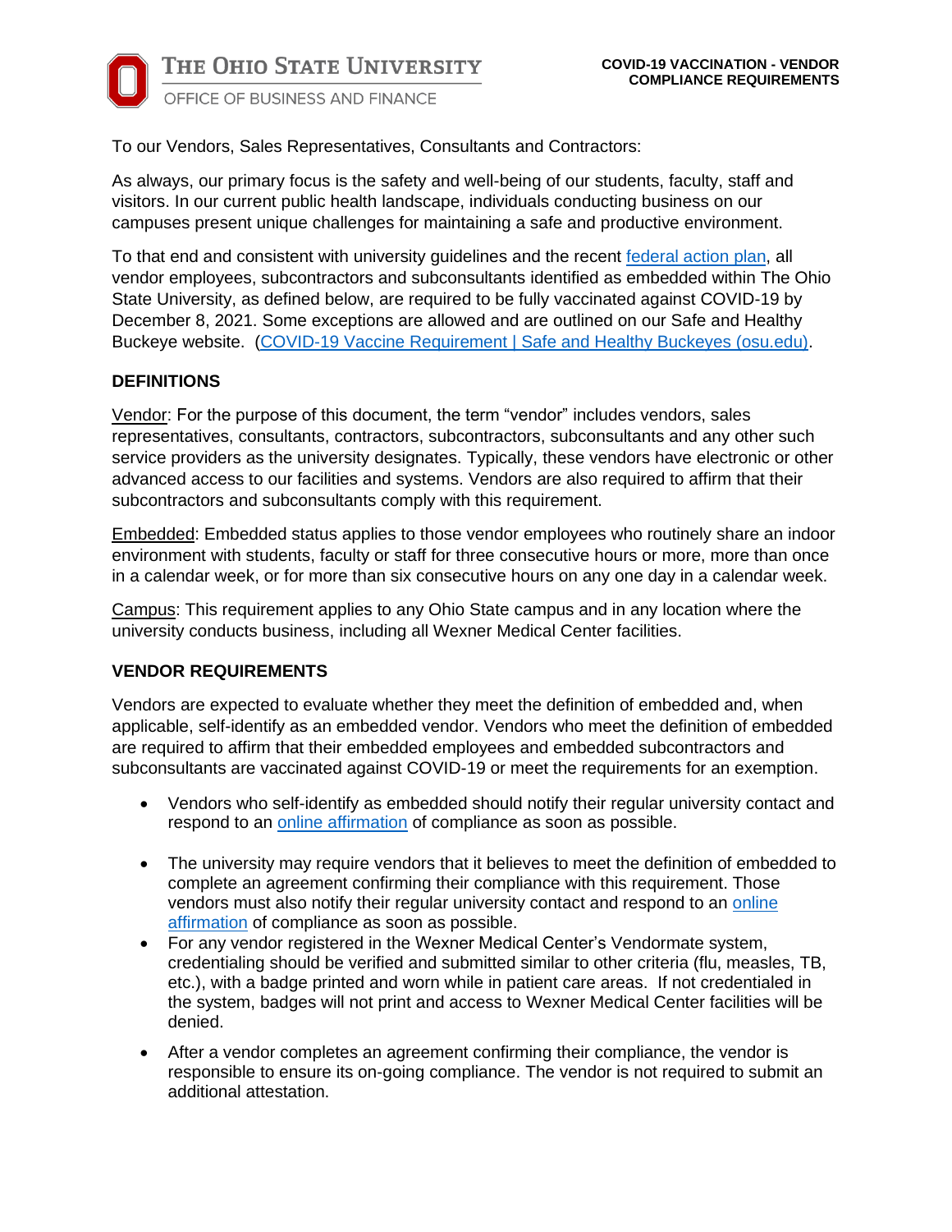THE OHIO STATE UNIVERSITY

OFFICE OF BUSINESS AND FINANCE

**COVID-19 VACCINATION - VENDOR COMPLIANCE REQUIREMENTS**

To our Vendors, Sales Representatives, Consultants and Contractors:

As always, our primary focus is the safety and well-being of our students, faculty, staff and visitors. In our current public health landscape, individuals conducting business on our campuses present unique challenges for maintaining a safe and productive environment.

To that end and consistent with university guidelines and the recent federal action plan, all vendor employees, subcontractors and subconsultants identified as embedded within The Ohio State University, as defined below, are required to be fully vaccinated against COVID-19 by December 8, 2021. Some exceptions are allowed and are outlined on our Safe and Healthy Buckeye website. (COVID-19 Vaccine Requirement | Safe and Healthy Buckeyes (osu.edu).

## DEFINITIONS

Vendor: For the purpose of this document, the term "vendor" includes vendors, sales representatives, consultants, contractors, subcontractors, subconsultants and any other such service providers as the university designates. Typically, these vendors have electronic or other advanced access to our facilities and systems. Vendors are also required to affirm that their subcontractors and subconsultants comply with this requirement.

Embedded: Embedded status applies to those vendor employees who routinely share an indoor environment with students, faculty or staff for three consecutive hours or more, more than once in a calendar week, or for more than six consecutive hours on any one day in a calendar week.

Campus: This requirement applies to any Ohio State campus and in any location where the university conducts business, including all Wexner Medical Center facilities.

## VENDOR REQUIREMENTS

Vendors are expected to evaluate whether they meet the definition of embedded and, when applicable, self-identify as an embedded vendor. Vendors who meet the definition of embedded are required to affirm that their embedded employees and embedded subcontractors and subconsultants are vaccinated against COVID-19 or meet the requirements for an exemption.

- Vendors who self-identify as embedded should notify their regular university contact and respond to an online affirmation of compliance as soon as possible.
- The university may require vendors that it believes to meet the definition of embedded to complete an agreement confirming their compliance with this requirement. Those vendors must also notify their regular university contact and respond to an online affirmation of compliance as soon as possible.
- For any vendor registered in the Wexner Medical Center's Vendormate system, credentialing should be verified and submitted similar to other criteria (flu, measles, TB, etc.), with a badge printed and worn while in patient care areas. If not credentialed in the system, badges will not print and access to Wexner Medical Center facilities will be denied.
- After a vendor completes an agreement confirming their compliance, the vendor is responsible to ensure its on-going compliance. The vendor is not required to submit an additional attestation.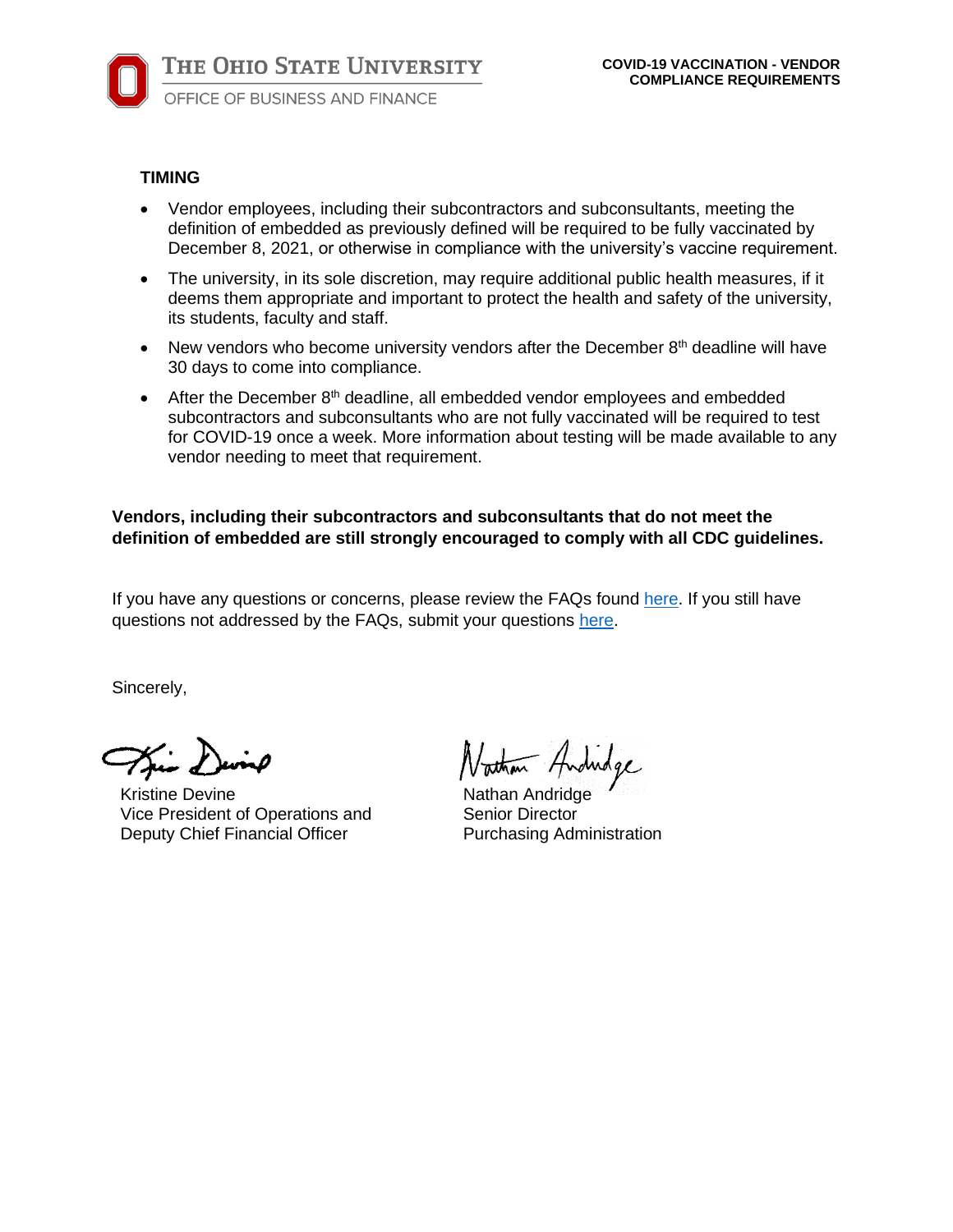### TIMING

- Vendor employees, including their subcontractors and subconsultants, meeting the definition of embedded as previously defined will be required to be fully vaccinated by December 8, 2021, or otherwise in compliance with the university's vaccine requirement.
- The university, in its sole discretion, may require additional public health measures, if it deems them appropriate and important to protect the health and safety of the university, its students, faculty and staff.
- New vendors who become university vendors after the December 8th deadline will have 30 days to come into compliance.
- After the December 8th deadline, all embedded vendor employees and embedded subcontractors and subconsultants who are not fully vaccinated will be required to test for COVID-19 once a week. More information about testing will be made available to any vendor needing to meet that requirement.

**Vendors, including their subcontractors and subconsultants that do not meet the definition of embedded are still strongly encouraged to comply with all CDC guidelines.**

If you have any questions or concerns, please review the FAQs found here. If you still have questions not addressed by the FAQs, submit your questions here.

Sincerely,

Kristine Devine
Vice President of Operations and
Deputy Chief Financial Officer

Nathan Andridge
Senior Director
Purchasing Administration